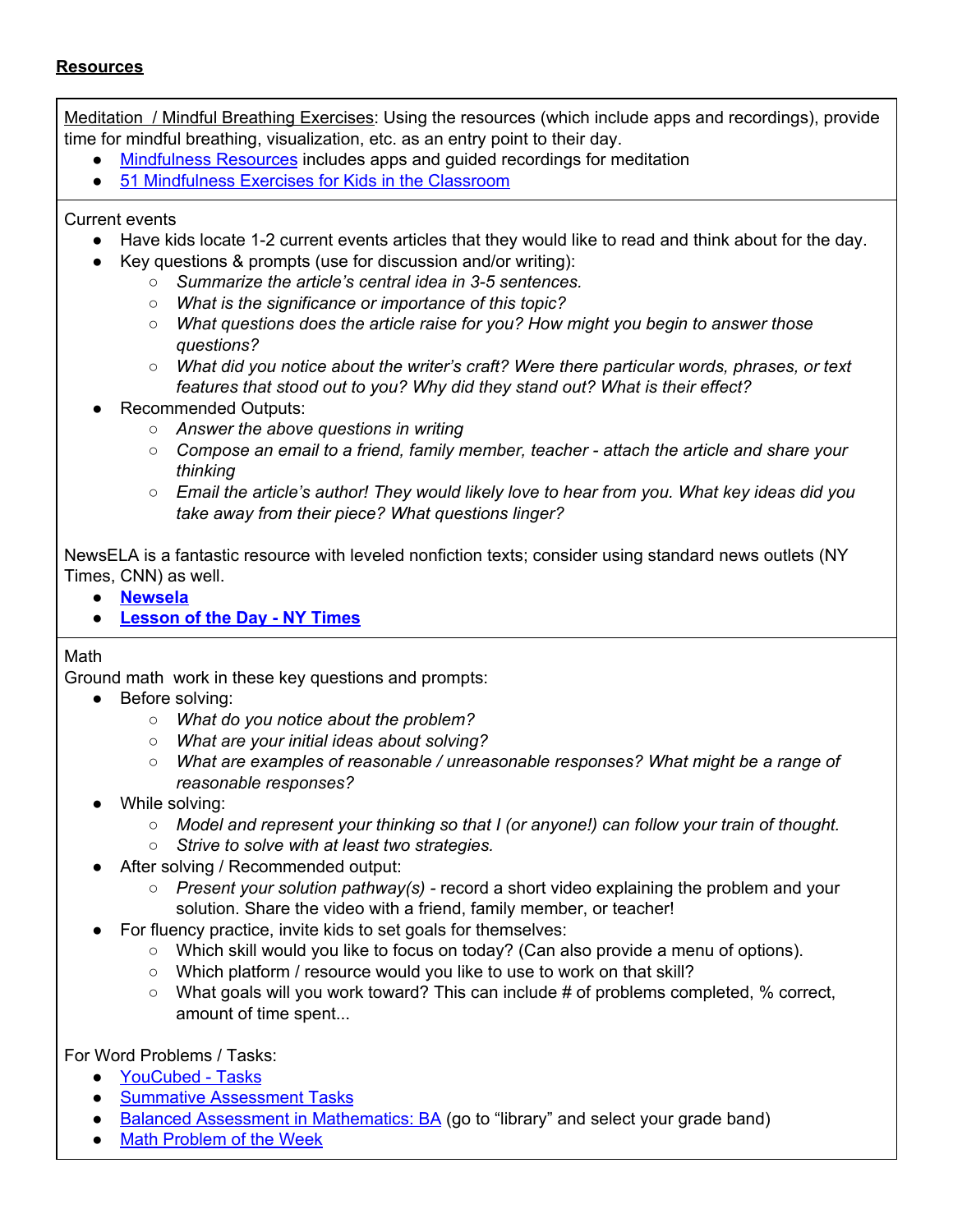**Resources**

Meditation / Mindful Breathing Exercises: Using the resources (which include apps and recordings), provide time for mindful breathing, visualization, etc. as an entry point to their day.

- Mindfulness Resources includes apps and guided recordings for meditation
- 51 Mindfulness Exercises for Kids in the Classroom

Current events

- Have kids locate 1-2 current events articles that they would like to read and think about for the day.
- Key questions & prompts (use for discussion and/or writing):
  - *Summarize the article's central idea in 3-5 sentences.*
  - *What is the significance or importance of this topic?*
  - *What questions does the article raise for you? How might you begin to answer those questions?*
  - *What did you notice about the writer's craft? Were there particular words, phrases, or text features that stood out to you? Why did they stand out? What is their effect?*
- Recommended Outputs:
  - *Answer the above questions in writing*
  - *Compose an email to a friend, family member, teacher - attach the article and share your thinking*
  - *Email the article's author! They would likely love to hear from you. What key ideas did you take away from their piece? What questions linger?*

NewsELA is a fantastic resource with leveled nonfiction texts; consider using standard news outlets (NY Times, CNN) as well.

- **Newsela**
- **Lesson of the Day - NY Times**

Math

Ground math work in these key questions and prompts:

- Before solving:
  - *What do you notice about the problem?*
  - *What are your initial ideas about solving?*
  - *What are examples of reasonable / unreasonable responses? What might be a range of reasonable responses?*
- While solving:
  - *Model and represent your thinking so that I (or anyone!) can follow your train of thought.*
  - *Strive to solve with at least two strategies.*
- After solving / Recommended output:
  - *Present your solution pathway(s)* - record a short video explaining the problem and your solution. Share the video with a friend, family member, or teacher!
- For fluency practice, invite kids to set goals for themselves:
  - Which skill would you like to focus on today? (Can also provide a menu of options).
  - Which platform / resource would you like to use to work on that skill?
  - What goals will you work toward? This can include # of problems completed, % correct, amount of time spent...

For Word Problems / Tasks:

- YouCubed - Tasks
- Summative Assessment Tasks
- Balanced Assessment in Mathematics: BA (go to "library" and select your grade band)
- Math Problem of the Week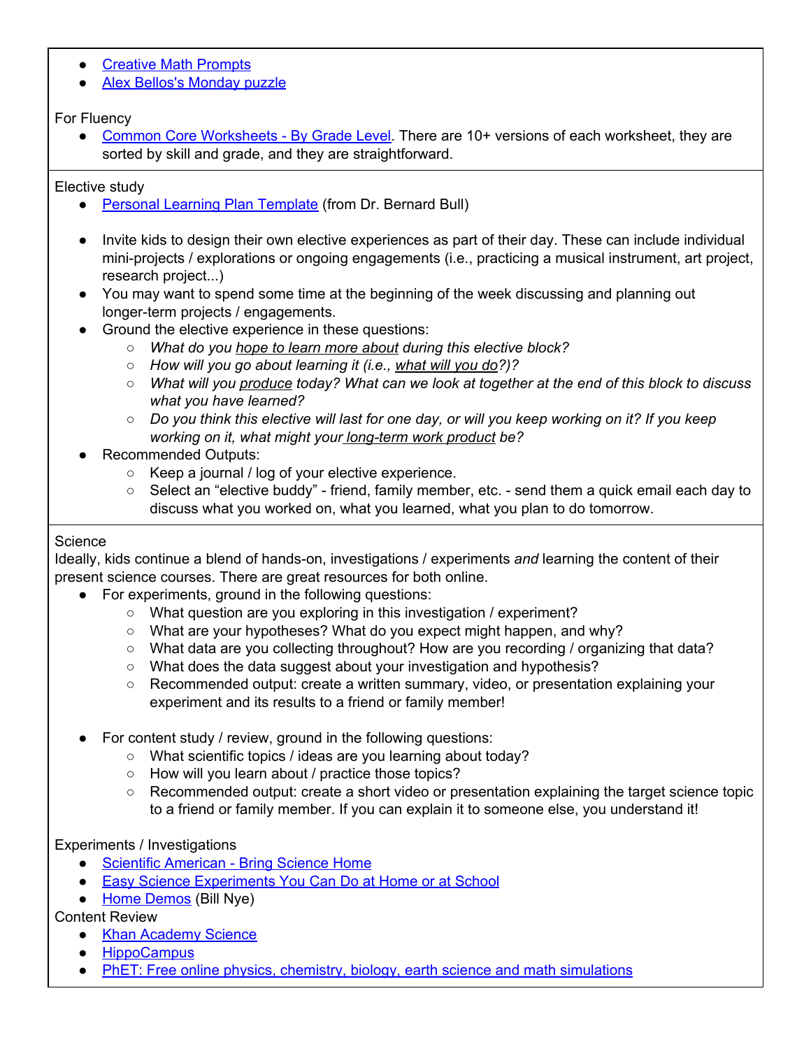- Creative Math Prompts
- Alex Bellos's Monday puzzle

For Fluency

- Common Core Worksheets - By Grade Level. There are 10+ versions of each worksheet, they are sorted by skill and grade, and they are straightforward.

Elective study

- Personal Learning Plan Template (from Dr. Bernard Bull)

- Invite kids to design their own elective experiences as part of their day. These can include individual mini-projects / explorations or ongoing engagements (i.e., practicing a musical instrument, art project, research project...)
- You may want to spend some time at the beginning of the week discussing and planning out longer-term projects / engagements.
- Ground the elective experience in these questions:
  - *What do you hope to learn more about during this elective block?*
  - *How will you go about learning it (i.e., what will you do?)?*
  - *What will you produce today? What can we look at together at the end of this block to discuss what you have learned?*
  - *Do you think this elective will last for one day, or will you keep working on it? If you keep working on it, what might your long-term work product be?*
- Recommended Outputs:
  - Keep a journal / log of your elective experience.
  - Select an "elective buddy" - friend, family member, etc. - send them a quick email each day to discuss what you worked on, what you learned, what you plan to do tomorrow.

Science

Ideally, kids continue a blend of hands-on, investigations / experiments *and* learning the content of their present science courses. There are great resources for both online.

- For experiments, ground in the following questions:
  - What question are you exploring in this investigation / experiment?
  - What are your hypotheses? What do you expect might happen, and why?
  - What data are you collecting throughout? How are you recording / organizing that data?
  - What does the data suggest about your investigation and hypothesis?
  - Recommended output: create a written summary, video, or presentation explaining your experiment and its results to a friend or family member!

- For content study / review, ground in the following questions:
  - What scientific topics / ideas are you learning about today?
  - How will you learn about / practice those topics?
  - Recommended output: create a short video or presentation explaining the target science topic to a friend or family member. If you can explain it to someone else, you understand it!

Experiments / Investigations

- Scientific American - Bring Science Home
- Easy Science Experiments You Can Do at Home or at School
- Home Demos (Bill Nye)

Content Review

- Khan Academy Science
- HippoCampus
- PhET: Free online physics, chemistry, biology, earth science and math simulations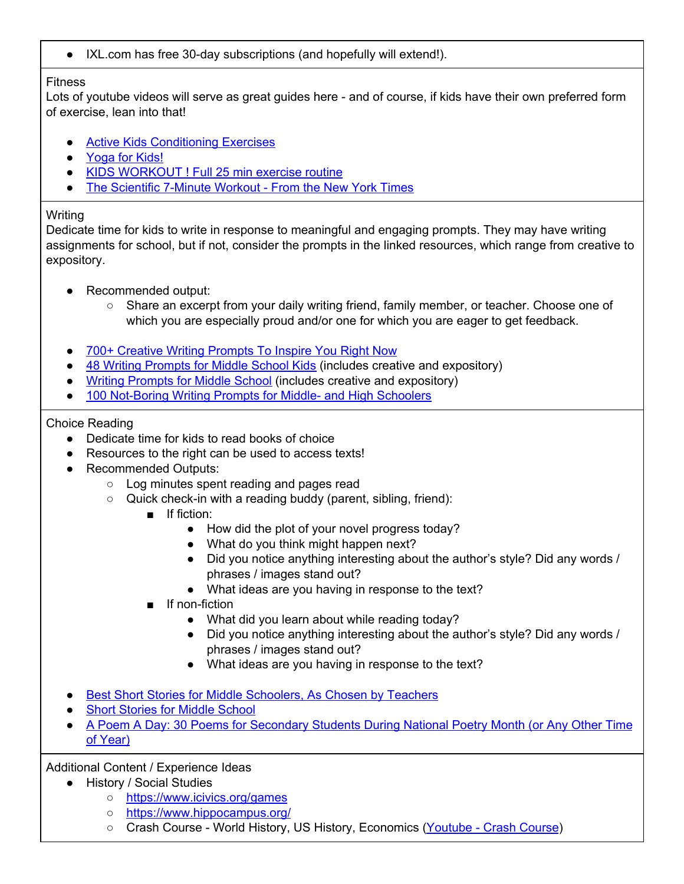- IXL.com has free 30-day subscriptions (and hopefully will extend!).

Fitness

Lots of youtube videos will serve as great guides here - and of course, if kids have their own preferred form of exercise, lean into that!

- Active Kids Conditioning Exercises
- Yoga for Kids!
- KIDS WORKOUT ! Full 25 min exercise routine
- The Scientific 7-Minute Workout - From the New York Times

Writing

Dedicate time for kids to write in response to meaningful and engaging prompts. They may have writing assignments for school, but if not, consider the prompts in the linked resources, which range from creative to expository.

- Recommended output:
  - Share an excerpt from your daily writing friend, family member, or teacher. Choose one of which you are especially proud and/or one for which you are eager to get feedback.

- 700+ Creative Writing Prompts To Inspire You Right Now
- 48 Writing Prompts for Middle School Kids (includes creative and expository)
- Writing Prompts for Middle School (includes creative and expository)
- 100 Not-Boring Writing Prompts for Middle- and High Schoolers

Choice Reading

- Dedicate time for kids to read books of choice
- Resources to the right can be used to access texts!
- Recommended Outputs:
  - Log minutes spent reading and pages read
  - Quick check-in with a reading buddy (parent, sibling, friend):
    - If fiction:
      - How did the plot of your novel progress today?
      - What do you think might happen next?
      - Did you notice anything interesting about the author's style? Did any words / phrases / images stand out?
      - What ideas are you having in response to the text?
    - If non-fiction
      - What did you learn about while reading today?
      - Did you notice anything interesting about the author's style? Did any words / phrases / images stand out?
      - What ideas are you having in response to the text?

- Best Short Stories for Middle Schoolers, As Chosen by Teachers
- Short Stories for Middle School
- A Poem A Day: 30 Poems for Secondary Students During National Poetry Month (or Any Other Time of Year)

Additional Content / Experience Ideas

- History / Social Studies
  - https://www.icivics.org/games
  - https://www.hippocampus.org/
  - Crash Course - World History, US History, Economics (Youtube - Crash Course)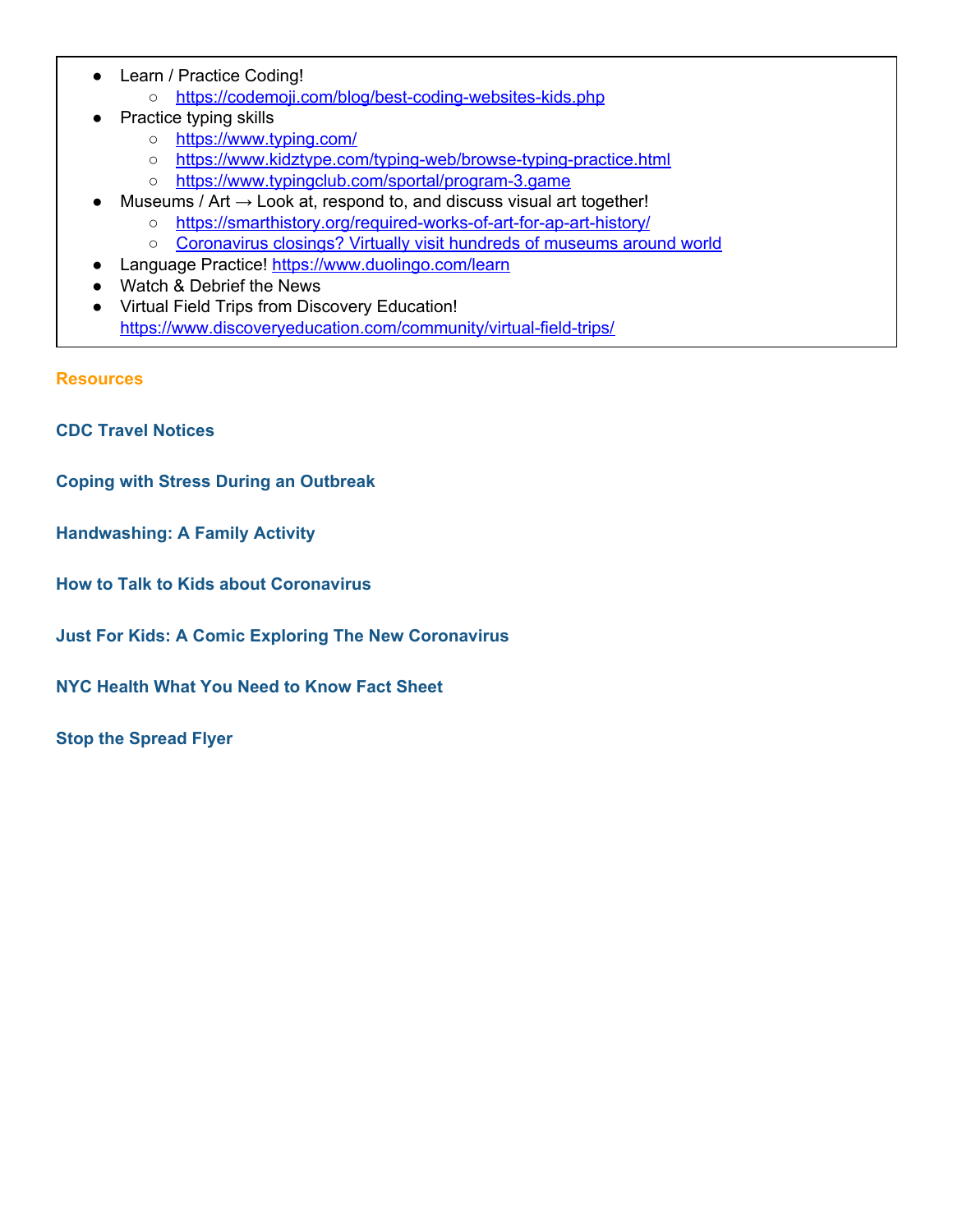- Learn / Practice Coding!
  - https://codemoji.com/blog/best-coding-websites-kids.php
- Practice typing skills
  - https://www.typing.com/
  - https://www.kidztype.com/typing-web/browse-typing-practice.html
  - https://www.typingclub.com/sportal/program-3.game
- Museums / Art → Look at, respond to, and discuss visual art together!
  - https://smarthistory.org/required-works-of-art-for-ap-art-history/
  - Coronavirus closings? Virtually visit hundreds of museums around world
- Language Practice! https://www.duolingo.com/learn
- Watch & Debrief the News
- Virtual Field Trips from Discovery Education! https://www.discoveryeducation.com/community/virtual-field-trips/

**Resources**

**CDC Travel Notices**

**Coping with Stress During an Outbreak**

**Handwashing: A Family Activity**

**How to Talk to Kids about Coronavirus**

**Just For Kids: A Comic Exploring The New Coronavirus**

**NYC Health What You Need to Know Fact Sheet**

**Stop the Spread Flyer**